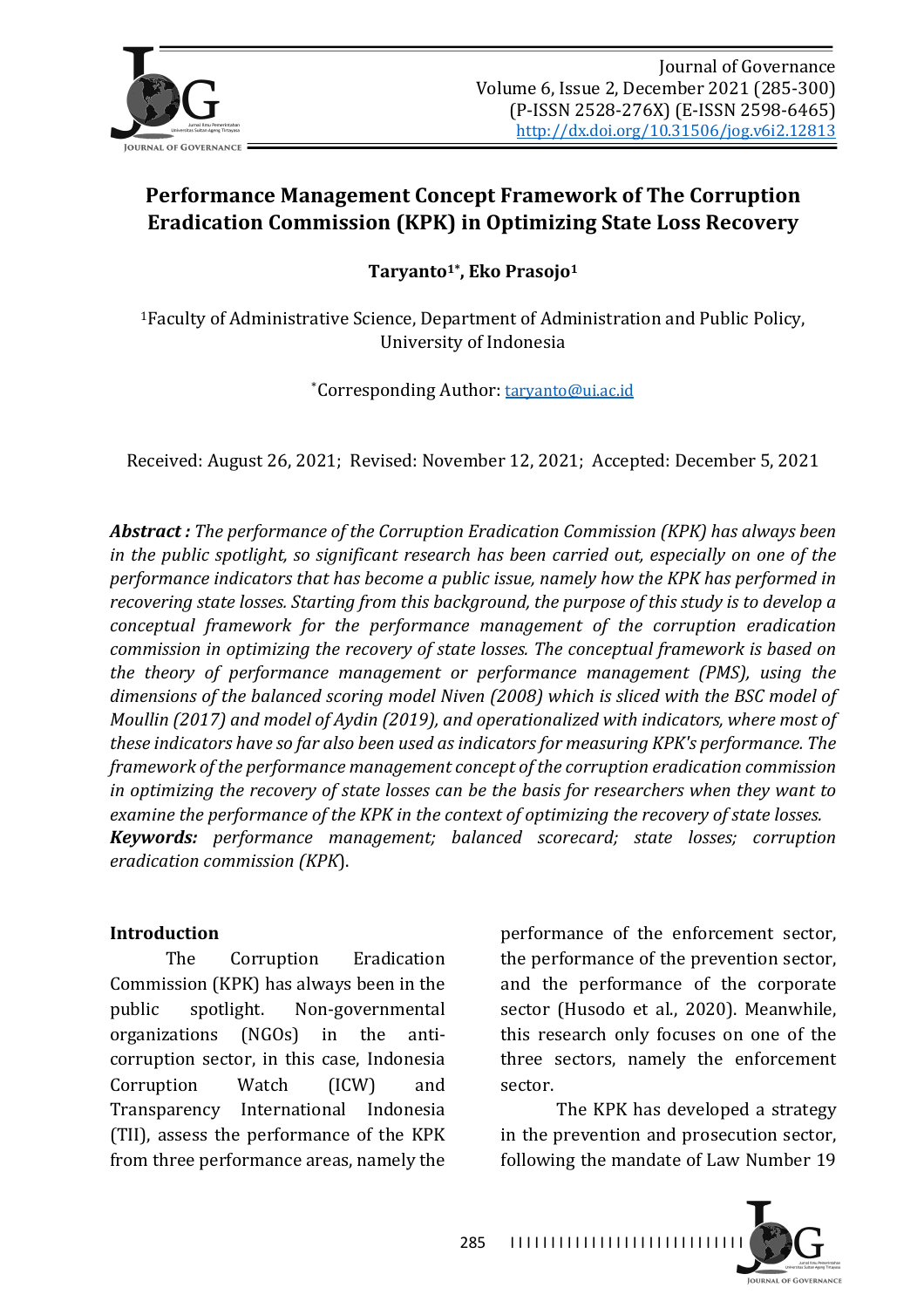# Performance Management Concept Framework of The Corruption Eradication Commission (KPK) in Optimizing State Loss Recovery

**Taryanto[1*], Eko Prasojo[1]**

[1]Faculty of Administrative Science, Department of Administration and Public Policy, University of Indonesia

[*]Corresponding Author: taryanto@ui.ac.id

Received: August 26, 2021; Revised: November 12, 2021; Accepted: December 5, 2021

***Abstract :*** *The performance of the Corruption Eradication Commission (KPK) has always been in the public spotlight, so significant research has been carried out, especially on one of the performance indicators that has become a public issue, namely how the KPK has performed in recovering state losses. Starting from this background, the purpose of this study is to develop a conceptual framework for the performance management of the corruption eradication commission in optimizing the recovery of state losses. The conceptual framework is based on the theory of performance management or performance management (PMS), using the dimensions of the balanced scoring model Niven (2008) which is sliced with the BSC model of Moullin (2017) and model of Aydin (2019), and operationalized with indicators, where most of these indicators have so far also been used as indicators for measuring KPK's performance. The framework of the performance management concept of the corruption eradication commission in optimizing the recovery of state losses can be the basis for researchers when they want to examine the performance of the KPK in the context of optimizing the recovery of state losses.*

***Keywords:*** *performance management; balanced scorecard; state losses; corruption eradication commission (KPK*).

## Introduction

The Corruption Eradication Commission (KPK) has always been in the public spotlight. Non-governmental organizations (NGOs) in the anti-corruption sector, in this case, Indonesia Corruption Watch (ICW) and Transparency International Indonesia (TII), assess the performance of the KPK from three performance areas, namely the performance of the enforcement sector, the performance of the prevention sector, and the performance of the corporate sector (Husodo et al., 2020). Meanwhile, this research only focuses on one of the three sectors, namely the enforcement sector.

The KPK has developed a strategy in the prevention and prosecution sector, following the mandate of Law Number 19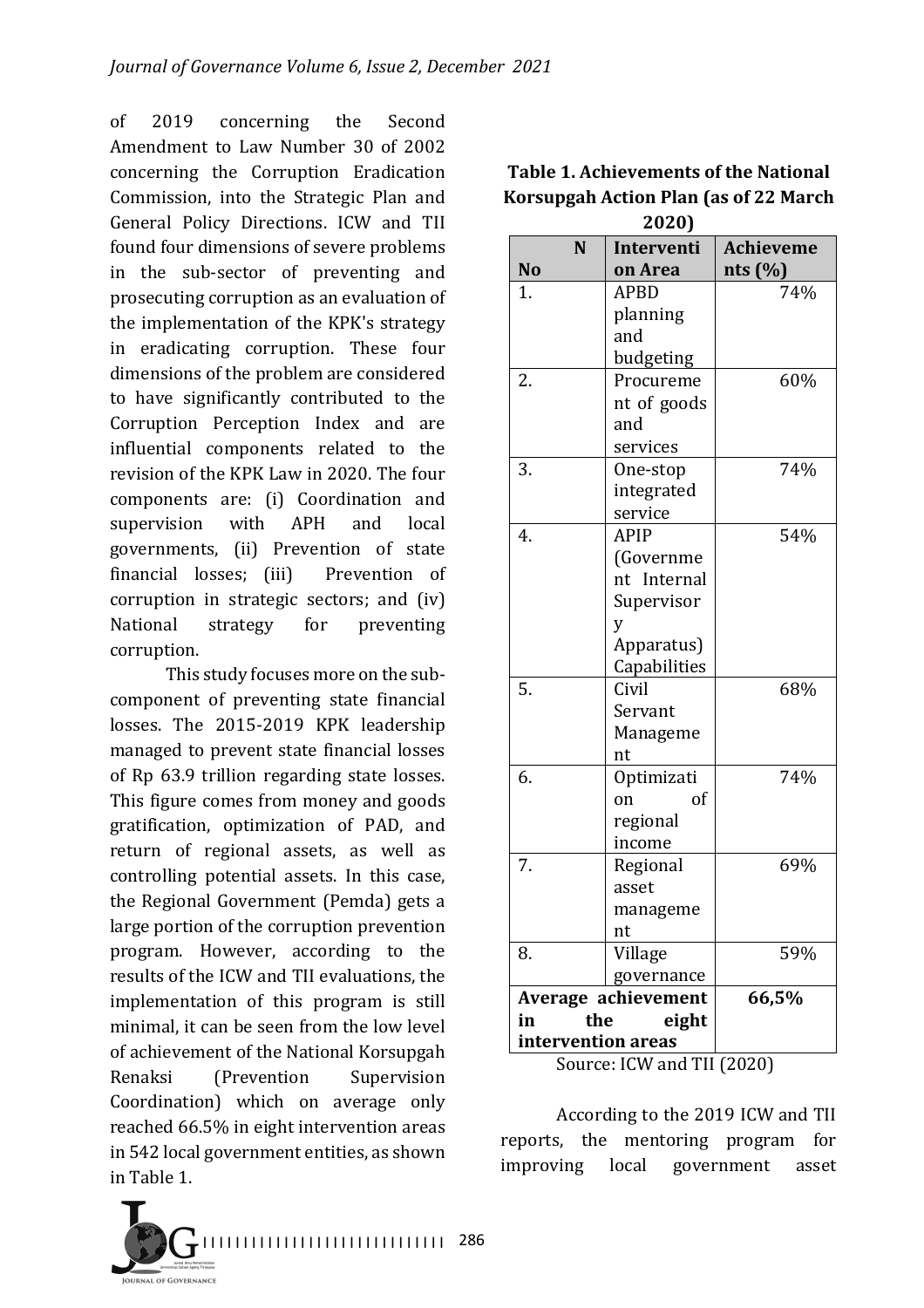of 2019 concerning the Second Amendment to Law Number 30 of 2002 concerning the Corruption Eradication Commission, into the Strategic Plan and General Policy Directions. ICW and TII found four dimensions of severe problems in the sub-sector of preventing and prosecuting corruption as an evaluation of the implementation of the KPK's strategy in eradicating corruption. These four dimensions of the problem are considered to have significantly contributed to the Corruption Perception Index and are influential components related to the revision of the KPK Law in 2020. The four components are: (i) Coordination and supervision with APH and local governments, (ii) Prevention of state financial losses; (iii) Prevention of corruption in strategic sectors; and (iv) National strategy for preventing corruption.

This study focuses more on the sub-component of preventing state financial losses. The 2015-2019 KPK leadership managed to prevent state financial losses of Rp 63.9 trillion regarding state losses. This figure comes from money and goods gratification, optimization of PAD, and return of regional assets, as well as controlling potential assets. In this case, the Regional Government (Pemda) gets a large portion of the corruption prevention program. However, according to the results of the ICW and TII evaluations, the implementation of this program is still minimal, it can be seen from the low level of achievement of the National Korsupgah Renaksi (Prevention Supervision Coordination) which on average only reached 66.5% in eight intervention areas in 542 local government entities, as shown in Table 1.

**Table 1. Achievements of the National Korsupgah Action Plan (as of 22 March 2020)**

| No | Intervention Area | Achievements (%) |
|---|---|---|
| 1. | APBD planning and budgeting | 74% |
| 2. | Procurement of goods and services | 60% |
| 3. | One-stop integrated service | 74% |
| 4. | APIP (Government Internal Supervisory Apparatus) Capabilities | 54% |
| 5. | Civil Servant Management | 68% |
| 6. | Optimization of regional income | 74% |
| 7. | Regional asset management | 69% |
| 8. | Village governance | 59% |
| **Average achievement in the eight intervention areas** | | **66,5%** |

Source: ICW and TII (2020)

According to the 2019 ICW and TII reports, the mentoring program for improving local government asset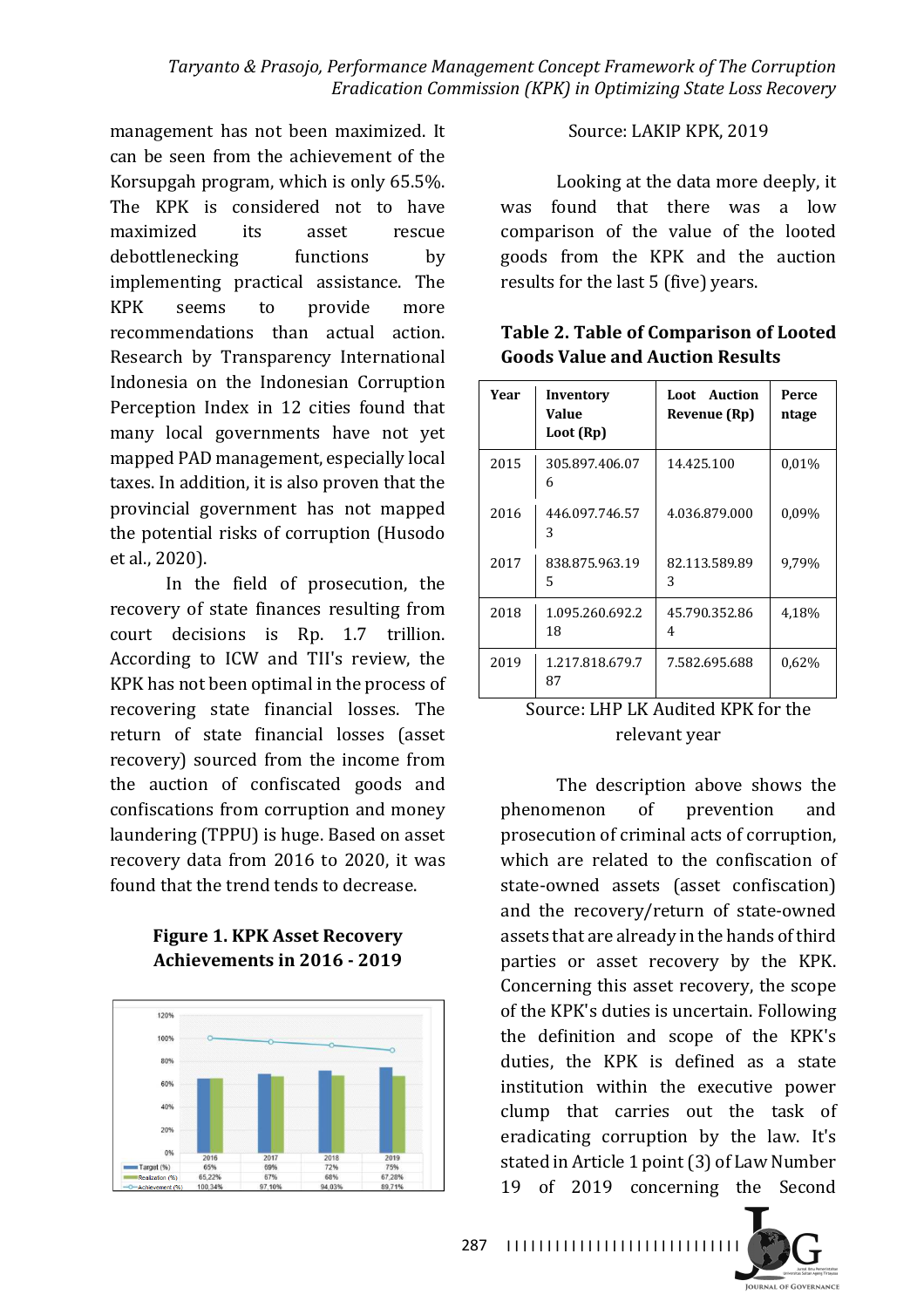management has not been maximized. It can be seen from the achievement of the Korsupgah program, which is only 65.5%. The KPK is considered not to have maximized its asset rescue debottlenecking functions by implementing practical assistance. The KPK seems to provide more recommendations than actual action. Research by Transparency International Indonesia on the Indonesian Corruption Perception Index in 12 cities found that many local governments have not yet mapped PAD management, especially local taxes. In addition, it is also proven that the provincial government has not mapped the potential risks of corruption (Husodo et al., 2020).

In the field of prosecution, the recovery of state finances resulting from court decisions is Rp. 1.7 trillion. According to ICW and TII's review, the KPK has not been optimal in the process of recovering state financial losses. The return of state financial losses (asset recovery) sourced from the income from the auction of confiscated goods and confiscations from corruption and money laundering (TPPU) is huge. Based on asset recovery data from 2016 to 2020, it was found that the trend tends to decrease.

**Figure 1. KPK Asset Recovery Achievements in 2016 - 2019**

| | 2016 | 2017 | 2018 | 2019 |
|---|---|---|---|---|
| Target (%) | 65% | 69% | 72% | 75% |
| Realization (%) | 65,22% | 67% | 68% | 67,28% |
| Achievement (%) | 100,34% | 97,10% | 94,03% | 89,71% |

Source: LAKIP KPK, 2019

Looking at the data more deeply, it was found that there was a low comparison of the value of the looted goods from the KPK and the auction results for the last 5 (five) years.

**Table 2. Table of Comparison of Looted Goods Value and Auction Results**

| Year | Inventory Value Loot (Rp) | Loot Auction Revenue (Rp) | Percentage |
|---|---|---|---|
| 2015 | 305.897.406.076 | 14.425.100 | 0,01% |
| 2016 | 446.097.746.573 | 4.036.879.000 | 0,09% |
| 2017 | 838.875.963.195 | 82.113.589.893 | 9,79% |
| 2018 | 1.095.260.692.218 | 45.790.352.864 | 4,18% |
| 2019 | 1.217.818.679.787 | 7.582.695.688 | 0,62% |

Source: LHP LK Audited KPK for the relevant year

The description above shows the phenomenon of prevention and prosecution of criminal acts of corruption, which are related to the confiscation of state-owned assets (asset confiscation) and the recovery/return of state-owned assets that are already in the hands of third parties or asset recovery by the KPK. Concerning this asset recovery, the scope of the KPK's duties is uncertain. Following the definition and scope of the KPK's duties, the KPK is defined as a state institution within the executive power clump that carries out the task of eradicating corruption by the law. It's stated in Article 1 point (3) of Law Number 19 of 2019 concerning the Second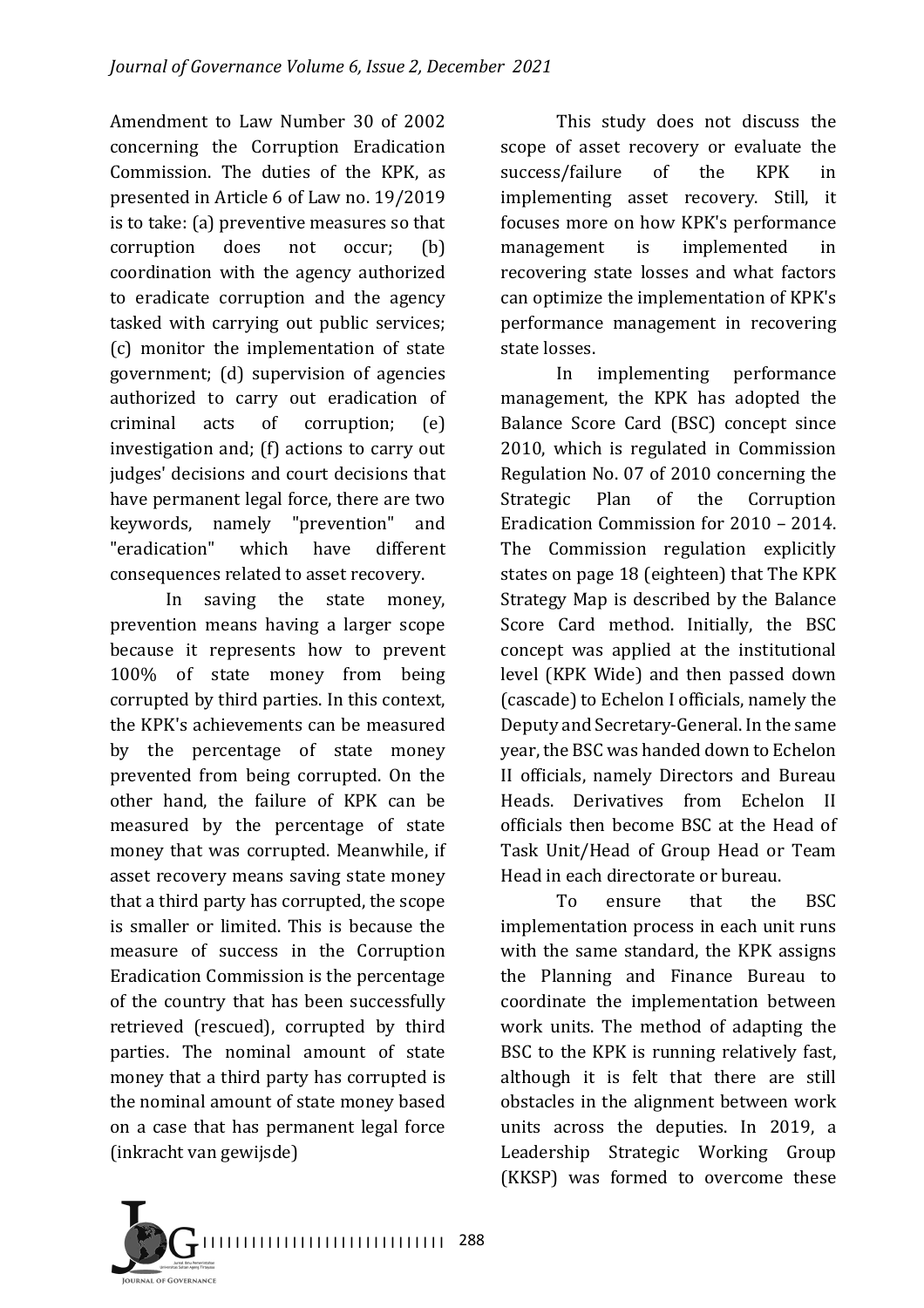Amendment to Law Number 30 of 2002 concerning the Corruption Eradication Commission. The duties of the KPK, as presented in Article 6 of Law no. 19/2019 is to take: (a) preventive measures so that corruption does not occur; (b) coordination with the agency authorized to eradicate corruption and the agency tasked with carrying out public services; (c) monitor the implementation of state government; (d) supervision of agencies authorized to carry out eradication of criminal acts of corruption; (e) investigation and; (f) actions to carry out judges' decisions and court decisions that have permanent legal force, there are two keywords, namely "prevention" and "eradication" which have different consequences related to asset recovery.

In saving the state money, prevention means having a larger scope because it represents how to prevent 100% of state money from being corrupted by third parties. In this context, the KPK's achievements can be measured by the percentage of state money prevented from being corrupted. On the other hand, the failure of KPK can be measured by the percentage of state money that was corrupted. Meanwhile, if asset recovery means saving state money that a third party has corrupted, the scope is smaller or limited. This is because the measure of success in the Corruption Eradication Commission is the percentage of the country that has been successfully retrieved (rescued), corrupted by third parties. The nominal amount of state money that a third party has corrupted is the nominal amount of state money based on a case that has permanent legal force (inkracht van gewijsde)

This study does not discuss the scope of asset recovery or evaluate the success/failure of the KPK in implementing asset recovery. Still, it focuses more on how KPK's performance management is implemented in recovering state losses and what factors can optimize the implementation of KPK's performance management in recovering state losses.

In implementing performance management, the KPK has adopted the Balance Score Card (BSC) concept since 2010, which is regulated in Commission Regulation No. 07 of 2010 concerning the Strategic Plan of the Corruption Eradication Commission for 2010 – 2014. The Commission regulation explicitly states on page 18 (eighteen) that The KPK Strategy Map is described by the Balance Score Card method. Initially, the BSC concept was applied at the institutional level (KPK Wide) and then passed down (cascade) to Echelon I officials, namely the Deputy and Secretary-General. In the same year, the BSC was handed down to Echelon II officials, namely Directors and Bureau Heads. Derivatives from Echelon II officials then become BSC at the Head of Task Unit/Head of Group Head or Team Head in each directorate or bureau.

To ensure that the BSC implementation process in each unit runs with the same standard, the KPK assigns the Planning and Finance Bureau to coordinate the implementation between work units. The method of adapting the BSC to the KPK is running relatively fast, although it is felt that there are still obstacles in the alignment between work units across the deputies. In 2019, a Leadership Strategic Working Group (KKSP) was formed to overcome these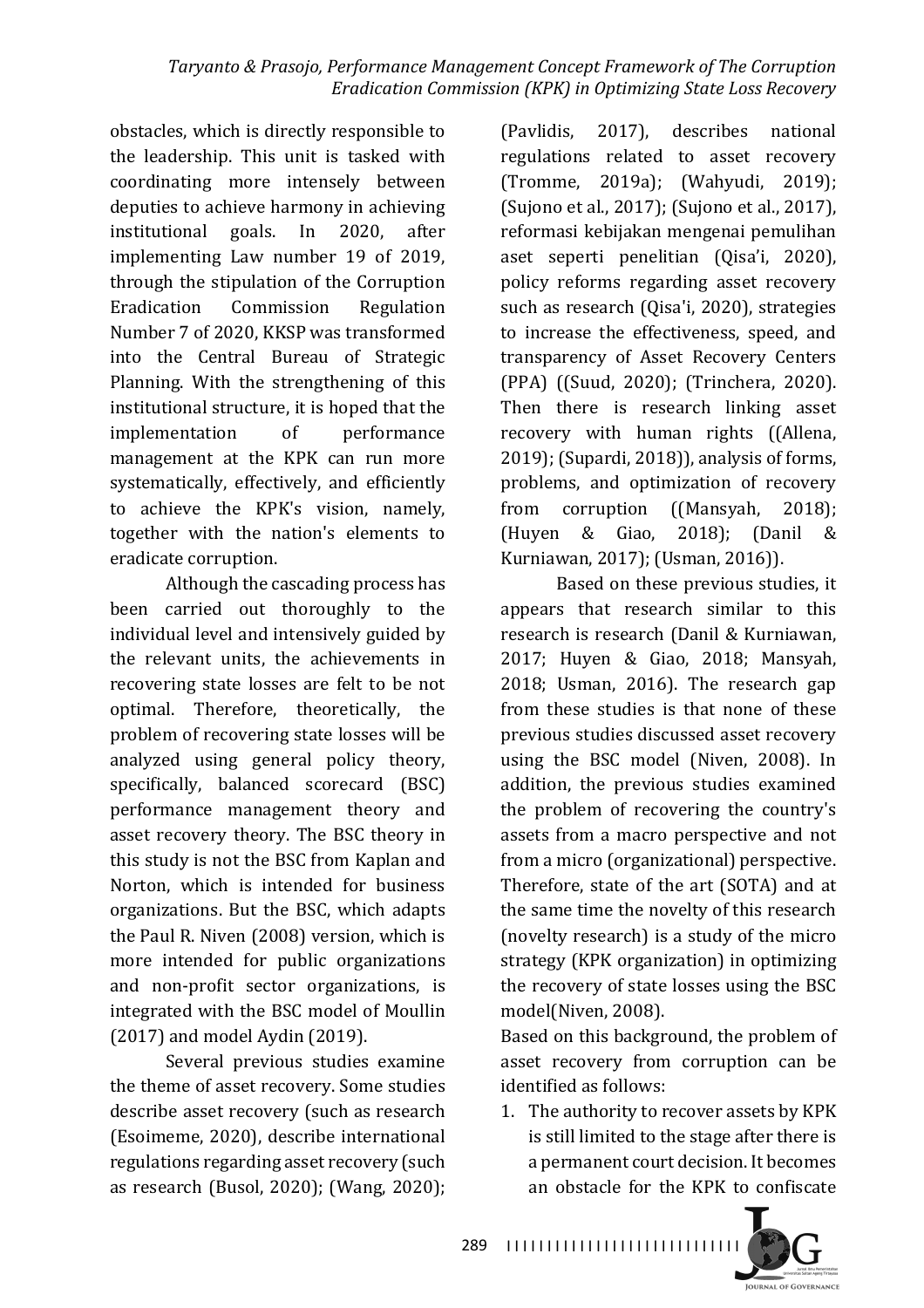obstacles, which is directly responsible to the leadership. This unit is tasked with coordinating more intensely between deputies to achieve harmony in achieving institutional goals. In 2020, after implementing Law number 19 of 2019, through the stipulation of the Corruption Eradication Commission Regulation Number 7 of 2020, KKSP was transformed into the Central Bureau of Strategic Planning. With the strengthening of this institutional structure, it is hoped that the implementation of performance management at the KPK can run more systematically, effectively, and efficiently to achieve the KPK's vision, namely, together with the nation's elements to eradicate corruption.

Although the cascading process has been carried out thoroughly to the individual level and intensively guided by the relevant units, the achievements in recovering state losses are felt to be not optimal. Therefore, theoretically, the problem of recovering state losses will be analyzed using general policy theory, specifically, balanced scorecard (BSC) performance management theory and asset recovery theory. The BSC theory in this study is not the BSC from Kaplan and Norton, which is intended for business organizations. But the BSC, which adapts the Paul R. Niven (2008) version, which is more intended for public organizations and non-profit sector organizations, is integrated with the BSC model of Moullin (2017) and model Aydin (2019).

Several previous studies examine the theme of asset recovery. Some studies describe asset recovery (such as research (Esoimeme, 2020), describe international regulations regarding asset recovery (such as research (Busol, 2020); (Wang, 2020); (Pavlidis, 2017), describes national regulations related to asset recovery (Tromme, 2019a); (Wahyudi, 2019); (Sujono et al., 2017); (Sujono et al., 2017), reformasi kebijakan mengenai pemulihan aset seperti penelitian (Qisa'i, 2020), policy reforms regarding asset recovery such as research (Qisa'i, 2020), strategies to increase the effectiveness, speed, and transparency of Asset Recovery Centers (PPA) ((Suud, 2020); (Trinchera, 2020). Then there is research linking asset recovery with human rights ((Allena, 2019); (Supardi, 2018)), analysis of forms, problems, and optimization of recovery from corruption ((Mansyah, 2018); (Huyen & Giao, 2018); (Danil & Kurniawan, 2017); (Usman, 2016)).

Based on these previous studies, it appears that research similar to this research is research (Danil & Kurniawan, 2017; Huyen & Giao, 2018; Mansyah, 2018; Usman, 2016). The research gap from these studies is that none of these previous studies discussed asset recovery using the BSC model (Niven, 2008). In addition, the previous studies examined the problem of recovering the country's assets from a macro perspective and not from a micro (organizational) perspective. Therefore, state of the art (SOTA) and at the same time the novelty of this research (novelty research) is a study of the micro strategy (KPK organization) in optimizing the recovery of state losses using the BSC model(Niven, 2008).

Based on this background, the problem of asset recovery from corruption can be identified as follows:

1. The authority to recover assets by KPK is still limited to the stage after there is a permanent court decision. It becomes an obstacle for the KPK to confiscate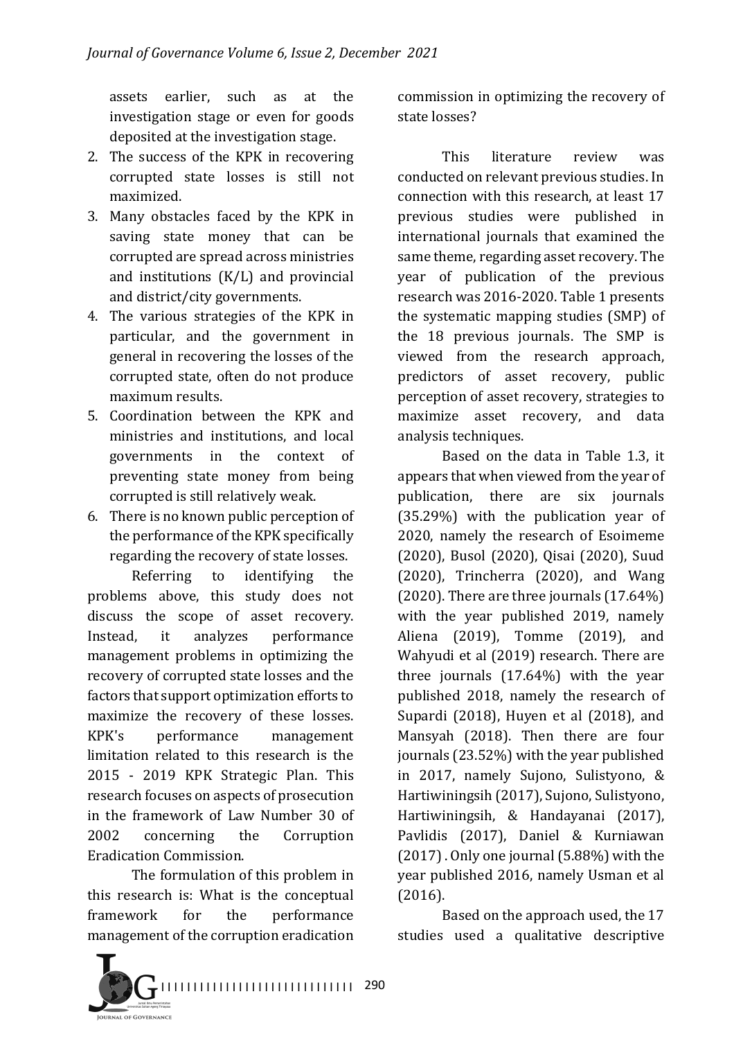assets earlier, such as at the investigation stage or even for goods deposited at the investigation stage.

2. The success of the KPK in recovering corrupted state losses is still not maximized.
3. Many obstacles faced by the KPK in saving state money that can be corrupted are spread across ministries and institutions (K/L) and provincial and district/city governments.
4. The various strategies of the KPK in particular, and the government in general in recovering the losses of the corrupted state, often do not produce maximum results.
5. Coordination between the KPK and ministries and institutions, and local governments in the context of preventing state money from being corrupted is still relatively weak.
6. There is no known public perception of the performance of the KPK specifically regarding the recovery of state losses.

Referring to identifying the problems above, this study does not discuss the scope of asset recovery. Instead, it analyzes performance management problems in optimizing the recovery of corrupted state losses and the factors that support optimization efforts to maximize the recovery of these losses. KPK's performance management limitation related to this research is the 2015 - 2019 KPK Strategic Plan. This research focuses on aspects of prosecution in the framework of Law Number 30 of 2002 concerning the Corruption Eradication Commission.

The formulation of this problem in this research is: What is the conceptual framework for the performance management of the corruption eradication commission in optimizing the recovery of state losses?

This literature review was conducted on relevant previous studies. In connection with this research, at least 17 previous studies were published in international journals that examined the same theme, regarding asset recovery. The year of publication of the previous research was 2016-2020. Table 1 presents the systematic mapping studies (SMP) of the 18 previous journals. The SMP is viewed from the research approach, predictors of asset recovery, public perception of asset recovery, strategies to maximize asset recovery, and data analysis techniques.

Based on the data in Table 1.3, it appears that when viewed from the year of publication, there are six journals (35.29%) with the publication year of 2020, namely the research of Esoimeme (2020), Busol (2020), Qisai (2020), Suud (2020), Trincherra (2020), and Wang (2020). There are three journals (17.64%) with the year published 2019, namely Aliena (2019), Tomme (2019), and Wahyudi et al (2019) research. There are three journals (17.64%) with the year published 2018, namely the research of Supardi (2018), Huyen et al (2018), and Mansyah (2018). Then there are four journals (23.52%) with the year published in 2017, namely Sujono, Sulistyono, & Hartiwiningsih (2017), Sujono, Sulistyono, Hartiwiningsih, & Handayanai (2017), Pavlidis (2017), Daniel & Kurniawan (2017) . Only one journal (5.88%) with the year published 2016, namely Usman et al (2016).

Based on the approach used, the 17 studies used a qualitative descriptive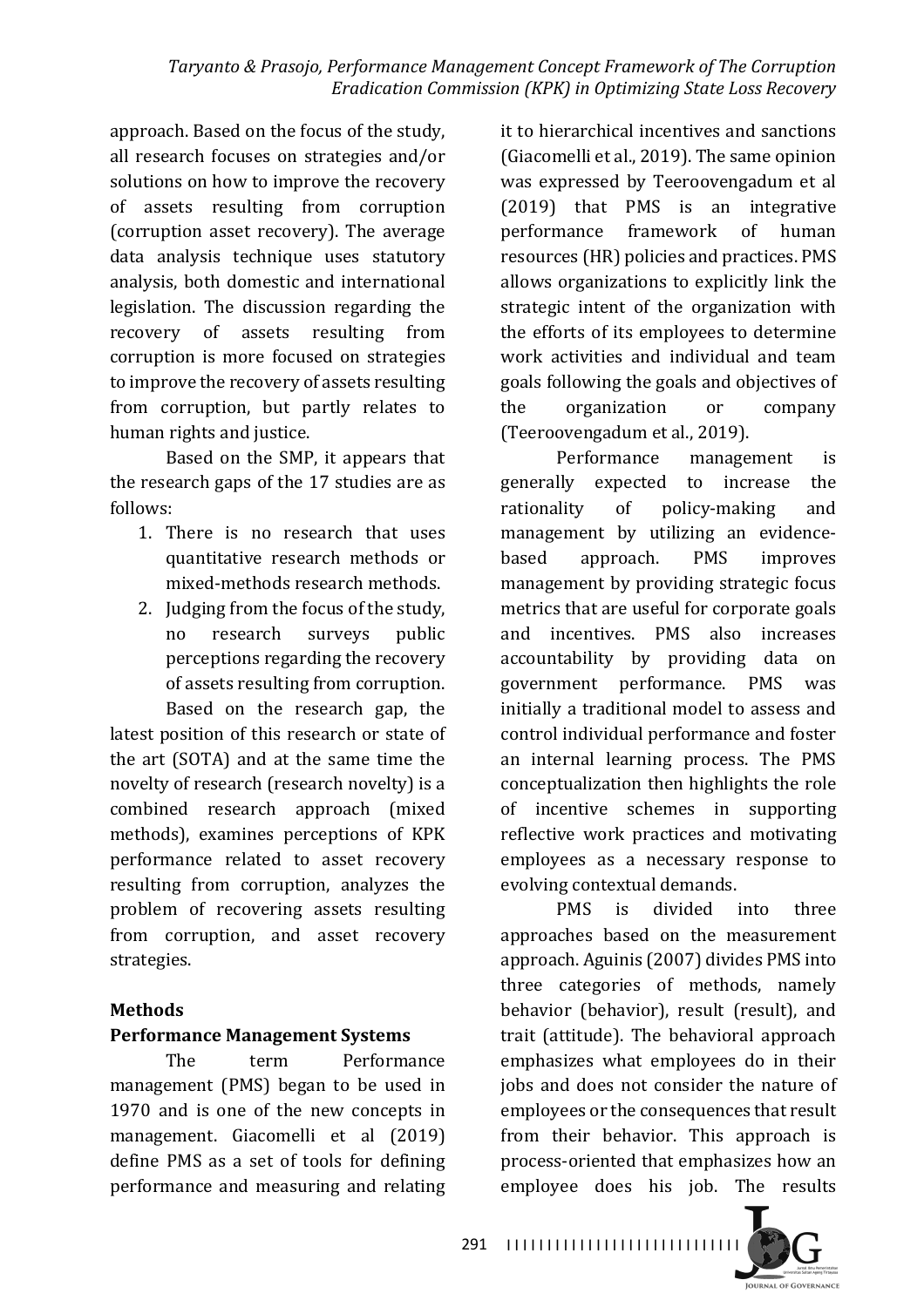approach. Based on the focus of the study, all research focuses on strategies and/or solutions on how to improve the recovery of assets resulting from corruption (corruption asset recovery). The average data analysis technique uses statutory analysis, both domestic and international legislation. The discussion regarding the recovery of assets resulting from corruption is more focused on strategies to improve the recovery of assets resulting from corruption, but partly relates to human rights and justice.

Based on the SMP, it appears that the research gaps of the 17 studies are as follows:

1. There is no research that uses quantitative research methods or mixed-methods research methods.
2. Judging from the focus of the study, no research surveys public perceptions regarding the recovery of assets resulting from corruption.

Based on the research gap, the latest position of this research or state of the art (SOTA) and at the same time the novelty of research (research novelty) is a combined research approach (mixed methods), examines perceptions of KPK performance related to asset recovery resulting from corruption, analyzes the problem of recovering assets resulting from corruption, and asset recovery strategies.

## Methods

### Performance Management Systems

The term Performance management (PMS) began to be used in 1970 and is one of the new concepts in management. Giacomelli et al (2019) define PMS as a set of tools for defining performance and measuring and relating it to hierarchical incentives and sanctions (Giacomelli et al., 2019). The same opinion was expressed by Teeroovengadum et al (2019) that PMS is an integrative performance framework of human resources (HR) policies and practices. PMS allows organizations to explicitly link the strategic intent of the organization with the efforts of its employees to determine work activities and individual and team goals following the goals and objectives of the organization or company (Teeroovengadum et al., 2019).

Performance management is generally expected to increase the rationality of policy-making and management by utilizing an evidence-based approach. PMS improves management by providing strategic focus metrics that are useful for corporate goals and incentives. PMS also increases accountability by providing data on government performance. PMS was initially a traditional model to assess and control individual performance and foster an internal learning process. The PMS conceptualization then highlights the role of incentive schemes in supporting reflective work practices and motivating employees as a necessary response to evolving contextual demands.

PMS is divided into three approaches based on the measurement approach. Aguinis (2007) divides PMS into three categories of methods, namely behavior (behavior), result (result), and trait (attitude). The behavioral approach emphasizes what employees do in their jobs and does not consider the nature of employees or the consequences that result from their behavior. This approach is process-oriented that emphasizes how an employee does his job. The results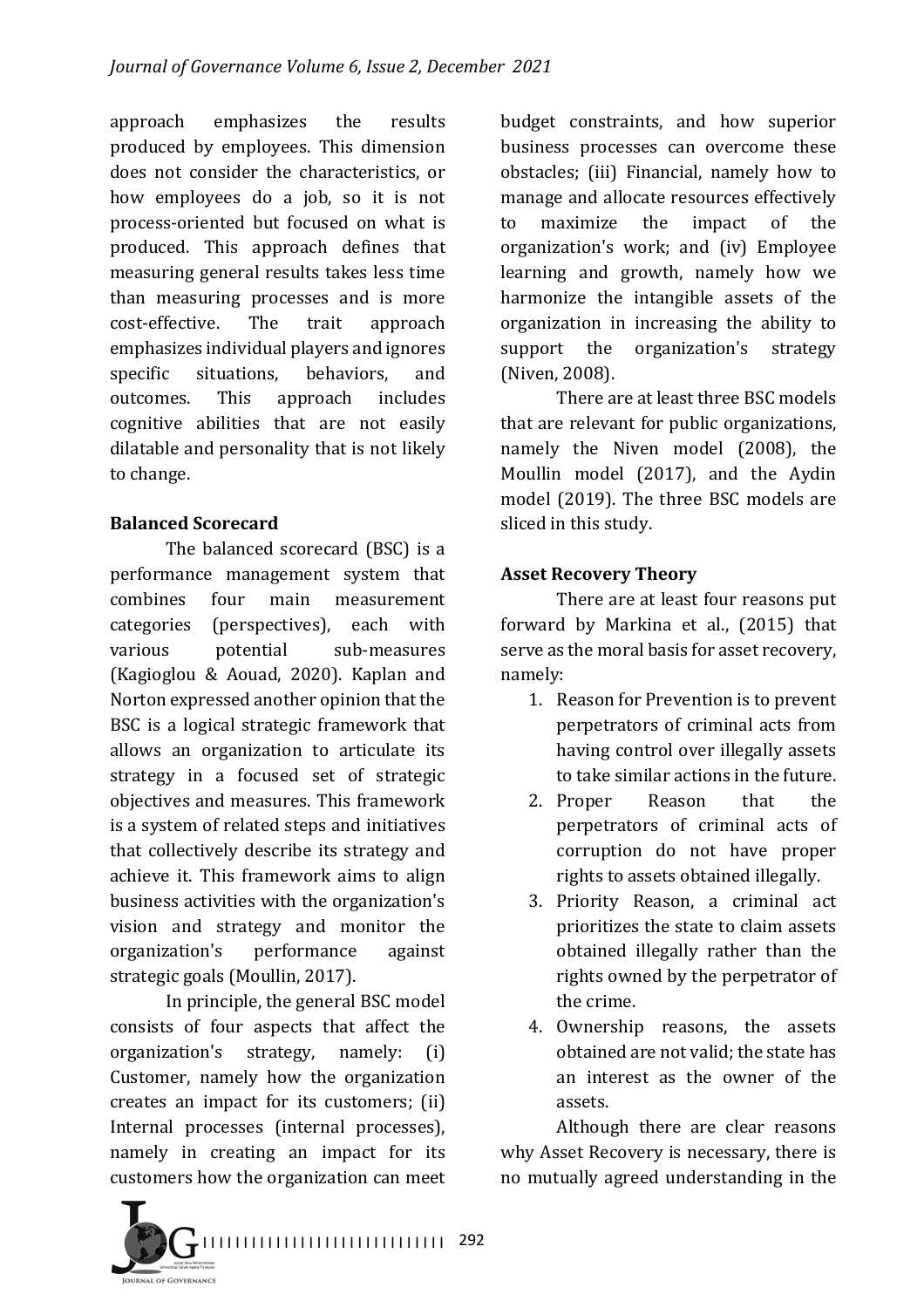approach emphasizes the results produced by employees. This dimension does not consider the characteristics, or how employees do a job, so it is not process-oriented but focused on what is produced. This approach defines that measuring general results takes less time than measuring processes and is more cost-effective. The trait approach emphasizes individual players and ignores specific situations, behaviors, and outcomes. This approach includes cognitive abilities that are not easily dilatable and personality that is not likely to change.

**Balanced Scorecard**

The balanced scorecard (BSC) is a performance management system that combines four main measurement categories (perspectives), each with various potential sub-measures (Kagioglou & Aouad, 2020). Kaplan and Norton expressed another opinion that the BSC is a logical strategic framework that allows an organization to articulate its strategy in a focused set of strategic objectives and measures. This framework is a system of related steps and initiatives that collectively describe its strategy and achieve it. This framework aims to align business activities with the organization's vision and strategy and monitor the organization's performance against strategic goals (Moullin, 2017).

In principle, the general BSC model consists of four aspects that affect the organization's strategy, namely: (i) Customer, namely how the organization creates an impact for its customers; (ii) Internal processes (internal processes), namely in creating an impact for its customers how the organization can meet budget constraints, and how superior business processes can overcome these obstacles; (iii) Financial, namely how to manage and allocate resources effectively to maximize the impact of the organization's work; and (iv) Employee learning and growth, namely how we harmonize the intangible assets of the organization in increasing the ability to support the organization's strategy (Niven, 2008).

There are at least three BSC models that are relevant for public organizations, namely the Niven model (2008), the Moullin model (2017), and the Aydin model (2019). The three BSC models are sliced in this study.

**Asset Recovery Theory**

There are at least four reasons put forward by Markina et al., (2015) that serve as the moral basis for asset recovery, namely:

1. Reason for Prevention is to prevent perpetrators of criminal acts from having control over illegally assets to take similar actions in the future.
2. Proper Reason that the perpetrators of criminal acts of corruption do not have proper rights to assets obtained illegally.
3. Priority Reason, a criminal act prioritizes the state to claim assets obtained illegally rather than the rights owned by the perpetrator of the crime.
4. Ownership reasons, the assets obtained are not valid; the state has an interest as the owner of the assets.

Although there are clear reasons why Asset Recovery is necessary, there is no mutually agreed understanding in the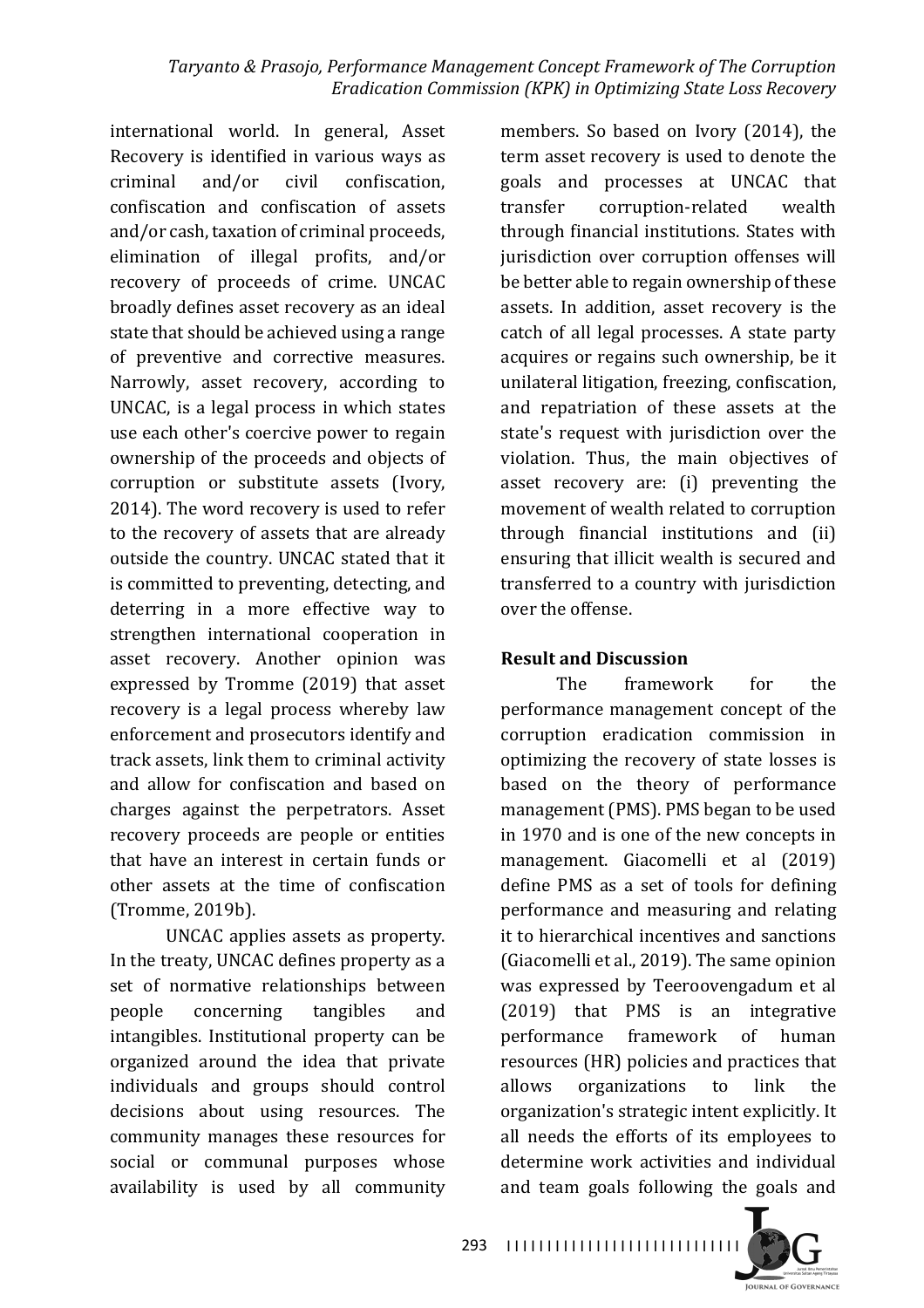international world. In general, Asset Recovery is identified in various ways as criminal and/or civil confiscation, confiscation and confiscation of assets and/or cash, taxation of criminal proceeds, elimination of illegal profits, and/or recovery of proceeds of crime. UNCAC broadly defines asset recovery as an ideal state that should be achieved using a range of preventive and corrective measures. Narrowly, asset recovery, according to UNCAC, is a legal process in which states use each other's coercive power to regain ownership of the proceeds and objects of corruption or substitute assets (Ivory, 2014). The word recovery is used to refer to the recovery of assets that are already outside the country. UNCAC stated that it is committed to preventing, detecting, and deterring in a more effective way to strengthen international cooperation in asset recovery. Another opinion was expressed by Tromme (2019) that asset recovery is a legal process whereby law enforcement and prosecutors identify and track assets, link them to criminal activity and allow for confiscation and based on charges against the perpetrators. Asset recovery proceeds are people or entities that have an interest in certain funds or other assets at the time of confiscation (Tromme, 2019b).

UNCAC applies assets as property. In the treaty, UNCAC defines property as a set of normative relationships between people concerning tangibles and intangibles. Institutional property can be organized around the idea that private individuals and groups should control decisions about using resources. The community manages these resources for social or communal purposes whose availability is used by all community members. So based on Ivory (2014), the term asset recovery is used to denote the goals and processes at UNCAC that transfer corruption-related wealth through financial institutions. States with jurisdiction over corruption offenses will be better able to regain ownership of these assets. In addition, asset recovery is the catch of all legal processes. A state party acquires or regains such ownership, be it unilateral litigation, freezing, confiscation, and repatriation of these assets at the state's request with jurisdiction over the violation. Thus, the main objectives of asset recovery are: (i) preventing the movement of wealth related to corruption through financial institutions and (ii) ensuring that illicit wealth is secured and transferred to a country with jurisdiction over the offense.

## Result and Discussion

The framework for the performance management concept of the corruption eradication commission in optimizing the recovery of state losses is based on the theory of performance management (PMS). PMS began to be used in 1970 and is one of the new concepts in management. Giacomelli et al (2019) define PMS as a set of tools for defining performance and measuring and relating it to hierarchical incentives and sanctions (Giacomelli et al., 2019). The same opinion was expressed by Teeroovengadum et al (2019) that PMS is an integrative performance framework of human resources (HR) policies and practices that allows organizations to link the organization's strategic intent explicitly. It all needs the efforts of its employees to determine work activities and individual and team goals following the goals and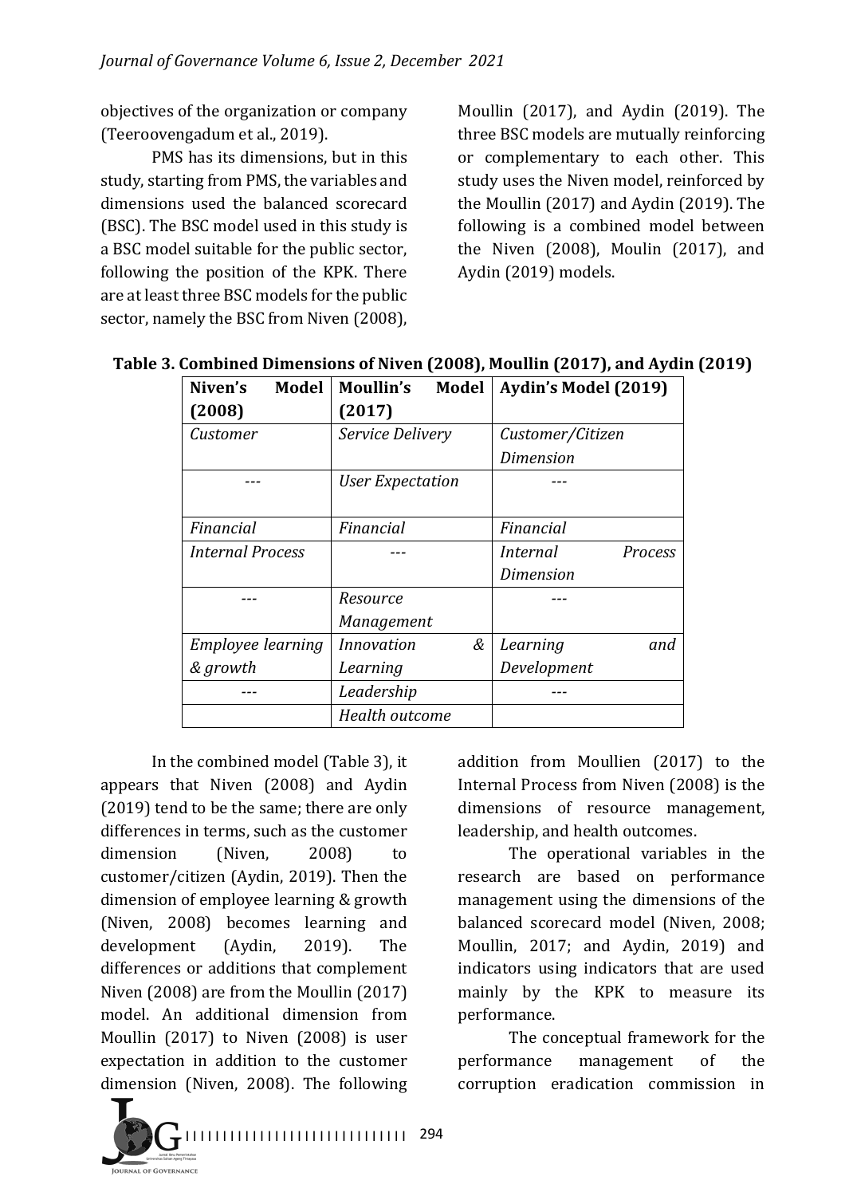objectives of the organization or company (Teeroovengadum et al., 2019).

PMS has its dimensions, but in this study, starting from PMS, the variables and dimensions used the balanced scorecard (BSC). The BSC model used in this study is a BSC model suitable for the public sector, following the position of the KPK. There are at least three BSC models for the public sector, namely the BSC from Niven (2008), Moullin (2017), and Aydin (2019). The three BSC models are mutually reinforcing or complementary to each other. This study uses the Niven model, reinforced by the Moullin (2017) and Aydin (2019). The following is a combined model between the Niven (2008), Moulin (2017), and Aydin (2019) models.

**Table 3. Combined Dimensions of Niven (2008), Moullin (2017), and Aydin (2019)**

| Niven's Model (2008) | Moullin's Model (2017) | Aydin's Model (2019) |
|---|---|---|
| *Customer* | *Service Delivery* | *Customer/Citizen Dimension* |
| --- | *User Expectation* | --- |
| *Financial* | *Financial* | *Financial* |
| *Internal Process* | --- | *Internal Process Dimension* |
| --- | *Resource Management* | --- |
| *Employee learning & growth* | *Innovation & Learning* | *Learning and Development* |
| --- | *Leadership* | --- |
| | *Health outcome* | |

In the combined model (Table 3), it appears that Niven (2008) and Aydin (2019) tend to be the same; there are only differences in terms, such as the customer dimension (Niven, 2008) to customer/citizen (Aydin, 2019). Then the dimension of employee learning & growth (Niven, 2008) becomes learning and development (Aydin, 2019). The differences or additions that complement Niven (2008) are from the Moullin (2017) model. An additional dimension from Moullin (2017) to Niven (2008) is user expectation in addition to the customer dimension (Niven, 2008). The following addition from Moullien (2017) to the Internal Process from Niven (2008) is the dimensions of resource management, leadership, and health outcomes.

The operational variables in the research are based on performance management using the dimensions of the balanced scorecard model (Niven, 2008; Moullin, 2017; and Aydin, 2019) and indicators using indicators that are used mainly by the KPK to measure its performance.

The conceptual framework for the performance management of the corruption eradication commission in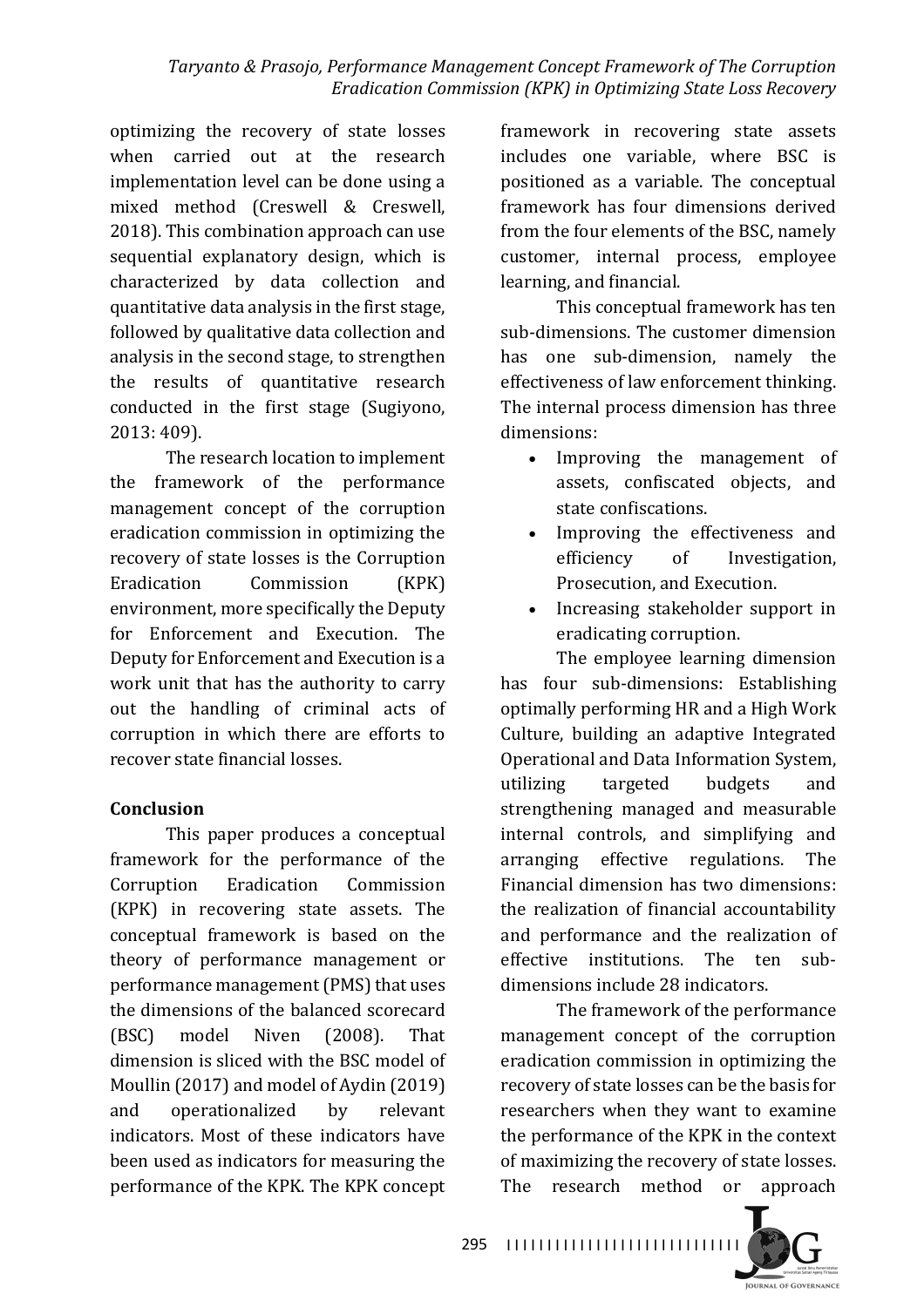optimizing the recovery of state losses when carried out at the research implementation level can be done using a mixed method (Creswell & Creswell, 2018). This combination approach can use sequential explanatory design, which is characterized by data collection and quantitative data analysis in the first stage, followed by qualitative data collection and analysis in the second stage, to strengthen the results of quantitative research conducted in the first stage (Sugiyono, 2013: 409).

The research location to implement the framework of the performance management concept of the corruption eradication commission in optimizing the recovery of state losses is the Corruption Eradication Commission (KPK) environment, more specifically the Deputy for Enforcement and Execution. The Deputy for Enforcement and Execution is a work unit that has the authority to carry out the handling of criminal acts of corruption in which there are efforts to recover state financial losses.

## Conclusion

This paper produces a conceptual framework for the performance of the Corruption Eradication Commission (KPK) in recovering state assets. The conceptual framework is based on the theory of performance management or performance management (PMS) that uses the dimensions of the balanced scorecard (BSC) model Niven (2008). That dimension is sliced with the BSC model of Moullin (2017) and model of Aydin (2019) and operationalized by relevant indicators. Most of these indicators have been used as indicators for measuring the performance of the KPK. The KPK concept framework in recovering state assets includes one variable, where BSC is positioned as a variable. The conceptual framework has four dimensions derived from the four elements of the BSC, namely customer, internal process, employee learning, and financial.

This conceptual framework has ten sub-dimensions. The customer dimension has one sub-dimension, namely the effectiveness of law enforcement thinking. The internal process dimension has three dimensions:

- Improving the management of assets, confiscated objects, and state confiscations.
- Improving the effectiveness and efficiency of Investigation, Prosecution, and Execution.
- Increasing stakeholder support in eradicating corruption.

The employee learning dimension has four sub-dimensions: Establishing optimally performing HR and a High Work Culture, building an adaptive Integrated Operational and Data Information System, utilizing targeted budgets and strengthening managed and measurable internal controls, and simplifying and arranging effective regulations. The Financial dimension has two dimensions: the realization of financial accountability and performance and the realization of effective institutions. The ten sub-dimensions include 28 indicators.

The framework of the performance management concept of the corruption eradication commission in optimizing the recovery of state losses can be the basis for researchers when they want to examine the performance of the KPK in the context of maximizing the recovery of state losses. The research method or approach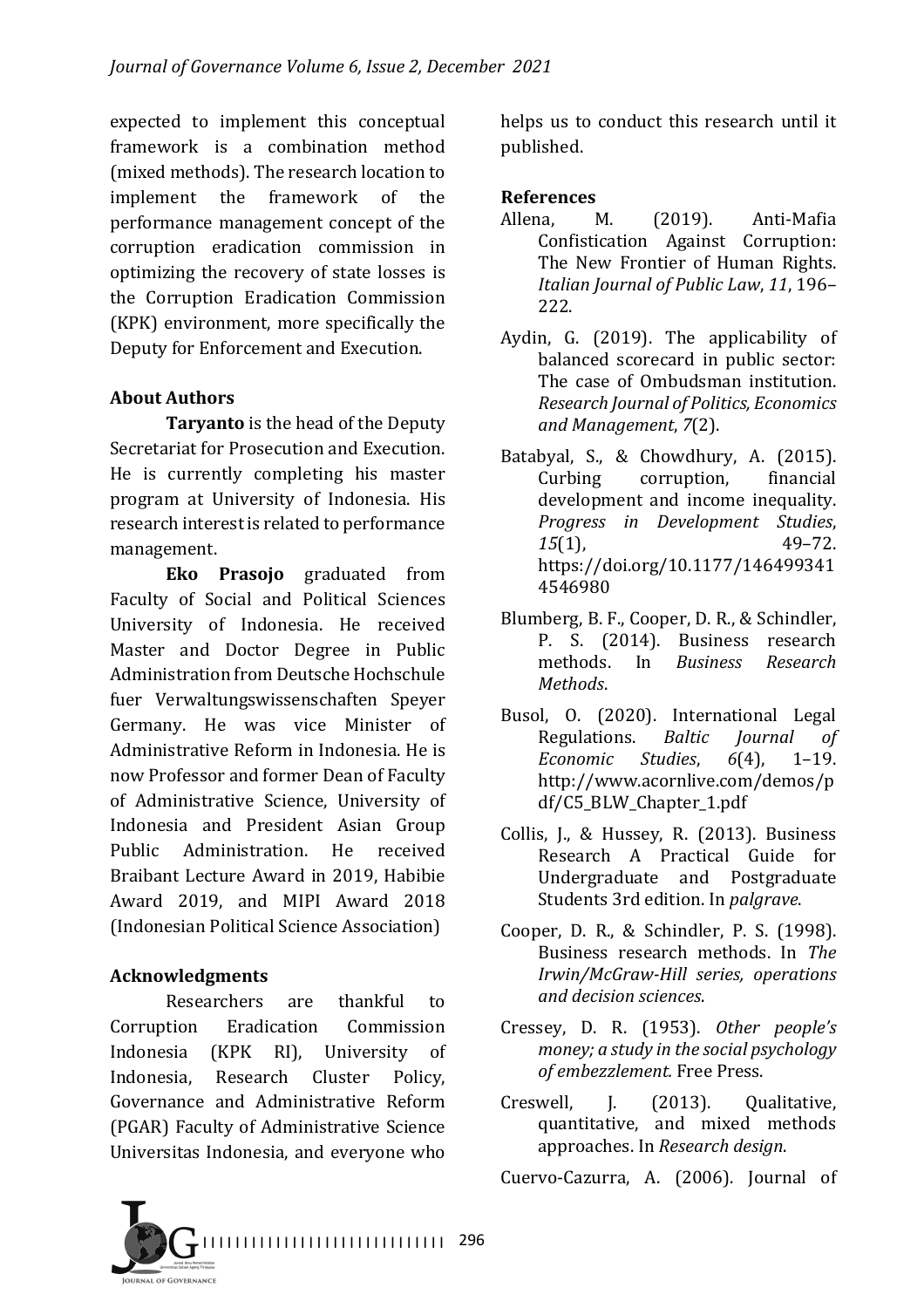expected to implement this conceptual framework is a combination method (mixed methods). The research location to implement the framework of the performance management concept of the corruption eradication commission in optimizing the recovery of state losses is the Corruption Eradication Commission (KPK) environment, more specifically the Deputy for Enforcement and Execution.

## About Authors

**Taryanto** is the head of the Deputy Secretariat for Prosecution and Execution. He is currently completing his master program at University of Indonesia. His research interest is related to performance management.

**Eko Prasojo** graduated from Faculty of Social and Political Sciences University of Indonesia. He received Master and Doctor Degree in Public Administration from Deutsche Hochschule fuer Verwaltungswissenschaften Speyer Germany. He was vice Minister of Administrative Reform in Indonesia. He is now Professor and former Dean of Faculty of Administrative Science, University of Indonesia and President Asian Group Public Administration. He received Braibant Lecture Award in 2019, Habibie Award 2019, and MIPI Award 2018 (Indonesian Political Science Association)

## Acknowledgments

Researchers are thankful to Corruption Eradication Commission Indonesia (KPK RI), University of Indonesia, Research Cluster Policy, Governance and Administrative Reform (PGAR) Faculty of Administrative Science Universitas Indonesia, and everyone who helps us to conduct this research until it published.

## References

Allena, M. (2019). Anti-Mafia Confistication Against Corruption: The New Frontier of Human Rights. *Italian Journal of Public Law*, *11*, 196–222.

Aydin, G. (2019). The applicability of balanced scorecard in public sector: The case of Ombudsman institution. *Research Journal of Politics, Economics and Management*, *7*(2).

Batabyal, S., & Chowdhury, A. (2015). Curbing corruption, financial development and income inequality. *Progress in Development Studies*, *15*(1), 49–72. https://doi.org/10.1177/1464993414546980

Blumberg, B. F., Cooper, D. R., & Schindler, P. S. (2014). Business research methods. In *Business Research Methods*.

Busol, O. (2020). International Legal Regulations. *Baltic Journal of Economic Studies*, *6*(4), 1–19. http://www.acornlive.com/demos/pdf/C5_BLW_Chapter_1.pdf

Collis, J., & Hussey, R. (2013). Business Research A Practical Guide for Undergraduate and Postgraduate Students 3rd edition. In *palgrave*.

Cooper, D. R., & Schindler, P. S. (1998). Business research methods. In *The Irwin/McGraw-Hill series, operations and decision sciences*.

Cressey, D. R. (1953). *Other people's money; a study in the social psychology of embezzlement.* Free Press.

Creswell, J. (2013). Qualitative, quantitative, and mixed methods approaches. In *Research design*.

Cuervo-Cazurra, A. (2006). Journal of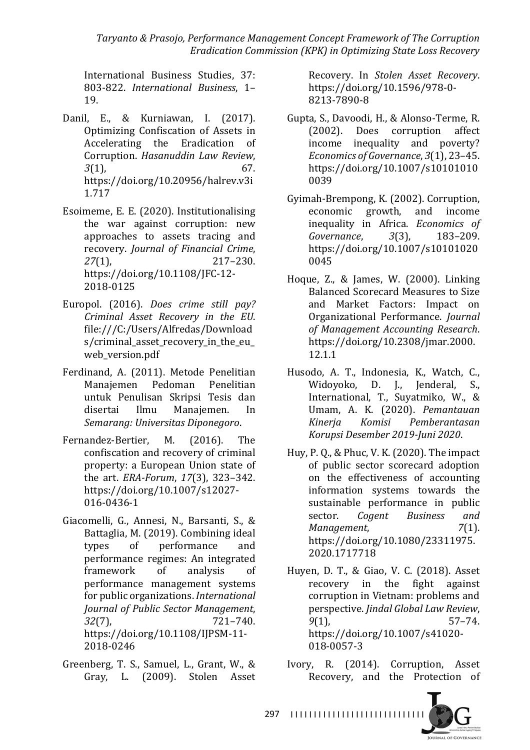International Business Studies, 37: 803-822. *International Business*, 1–19.

Danil, E., & Kurniawan, I. (2017). Optimizing Confiscation of Assets in Accelerating the Eradication of Corruption. *Hasanuddin Law Review*, *3*(1), 67. https://doi.org/10.20956/halrev.v3i1.717

Esoimeme, E. E. (2020). Institutionalising the war against corruption: new approaches to assets tracing and recovery. *Journal of Financial Crime*, *27*(1), 217–230. https://doi.org/10.1108/JFC-12-2018-0125

Europol. (2016). *Does crime still pay? Criminal Asset Recovery in the EU*. file:///C:/Users/Alfredas/Downloads/criminal_asset_recovery_in_the_eu_web_version.pdf

Ferdinand, A. (2011). Metode Penelitian Manajemen Pedoman Penelitian untuk Penulisan Skripsi Tesis dan disertai Ilmu Manajemen. In *Semarang: Universitas Diponegoro*.

Fernandez-Bertier, M. (2016). The confiscation and recovery of criminal property: a European Union state of the art. *ERA-Forum*, *17*(3), 323–342. https://doi.org/10.1007/s12027-016-0436-1

Giacomelli, G., Annesi, N., Barsanti, S., & Battaglia, M. (2019). Combining ideal types of performance and performance regimes: An integrated framework of analysis of performance management systems for public organizations. *International Journal of Public Sector Management*, *32*(7), 721–740. https://doi.org/10.1108/IJPSM-11-2018-0246

Greenberg, T. S., Samuel, L., Grant, W., & Gray, L. (2009). Stolen Asset Recovery. In *Stolen Asset Recovery*. https://doi.org/10.1596/978-0-8213-7890-8

Gupta, S., Davoodi, H., & Alonso-Terme, R. (2002). Does corruption affect income inequality and poverty? *Economics of Governance*, *3*(1), 23–45. https://doi.org/10.1007/s101010100039

Gyimah-Brempong, K. (2002). Corruption, economic growth, and income inequality in Africa. *Economics of Governance*, *3*(3), 183–209. https://doi.org/10.1007/s101010200045

Hoque, Z., & James, W. (2000). Linking Balanced Scorecard Measures to Size and Market Factors: Impact on Organizational Performance. *Journal of Management Accounting Research*. https://doi.org/10.2308/jmar.2000.12.1.1

Husodo, A. T., Indonesia, K., Watch, C., Widoyoko, D. J., Jenderal, S., International, T., Suyatmiko, W., & Umam, A. K. (2020). *Pemantauan Kinerja Komisi Pemberantasan Korupsi Desember 2019-Juni 2020*.

Huy, P. Q., & Phuc, V. K. (2020). The impact of public sector scorecard adoption on the effectiveness of accounting information systems towards the sustainable performance in public sector. *Cogent Business and Management*, *7*(1). https://doi.org/10.1080/23311975.2020.1717718

Huyen, D. T., & Giao, V. C. (2018). Asset recovery in the fight against corruption in Vietnam: problems and perspective. *Jindal Global Law Review*, *9*(1), 57–74. https://doi.org/10.1007/s41020-018-0057-3

Ivory, R. (2014). Corruption, Asset Recovery, and the Protection of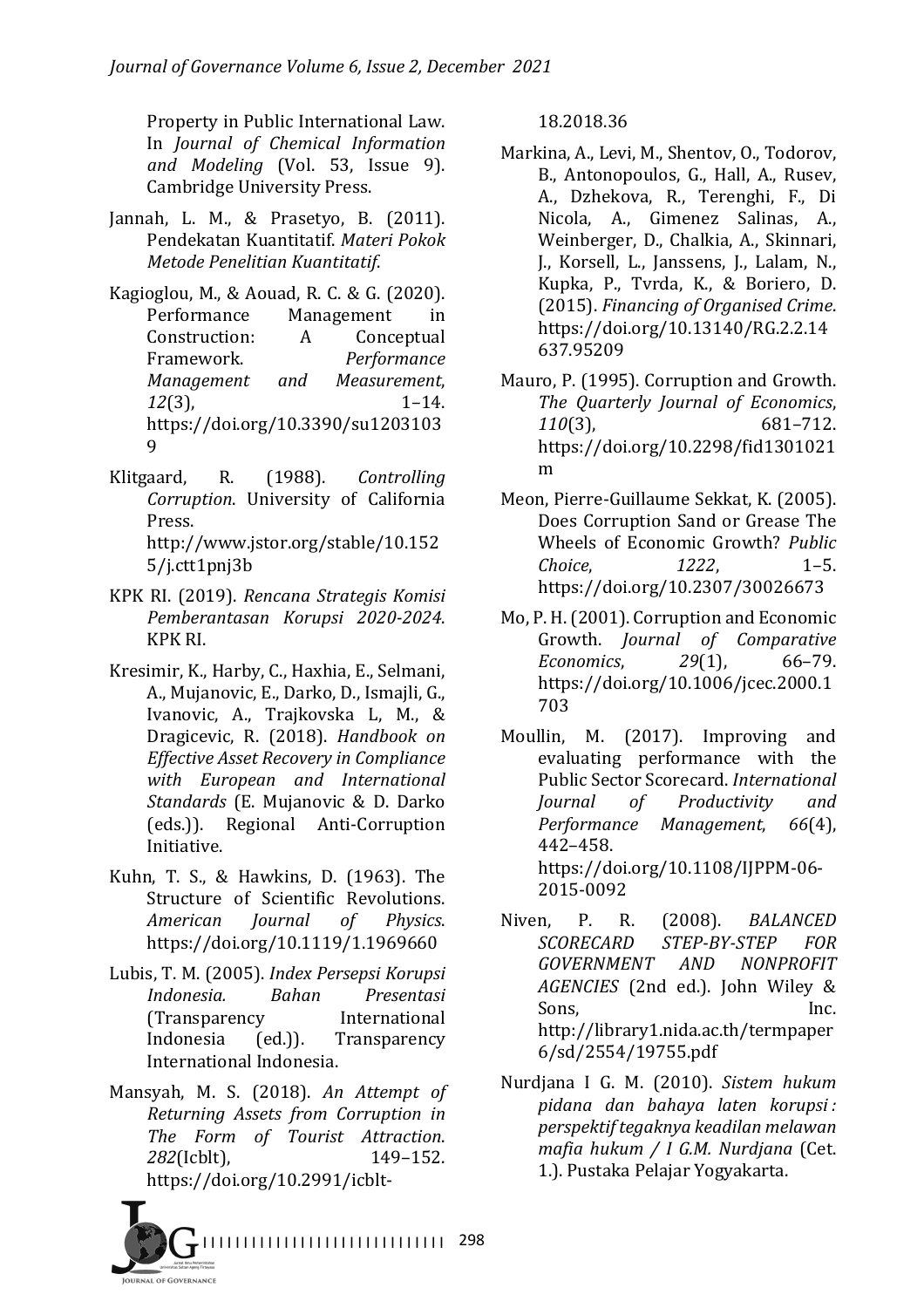Property in Public International Law. In *Journal of Chemical Information and Modeling* (Vol. 53, Issue 9). Cambridge University Press.

Jannah, L. M., & Prasetyo, B. (2011). Pendekatan Kuantitatif. *Materi Pokok Metode Penelitian Kuantitatif*.

Kagioglou, M., & Aouad, R. C. & G. (2020). Performance Management in Construction: A Conceptual Framework. *Performance Management and Measurement*, *12*(3), 1–14. https://doi.org/10.3390/su12031039

Klitgaard, R. (1988). *Controlling Corruption*. University of California Press. http://www.jstor.org/stable/10.1525/j.ctt1pnj3b

KPK RI. (2019). *Rencana Strategis Komisi Pemberantasan Korupsi 2020-2024*. KPK RI.

Kresimir, K., Harby, C., Haxhia, E., Selmani, A., Mujanovic, E., Darko, D., Ismajli, G., Ivanovic, A., Trajkovska L, M., & Dragicevic, R. (2018). *Handbook on Effective Asset Recovery in Compliance with European and International Standards* (E. Mujanovic & D. Darko (eds.)). Regional Anti-Corruption Initiative.

Kuhn, T. S., & Hawkins, D. (1963). The Structure of Scientific Revolutions. *American Journal of Physics*. https://doi.org/10.1119/1.1969660

Lubis, T. M. (2005). *Index Persepsi Korupsi Indonesia. Bahan Presentasi* (Transparency International Indonesia (ed.)). Transparency International Indonesia.

Mansyah, M. S. (2018). *An Attempt of Returning Assets from Corruption in The Form of Tourist Attraction*. *282*(Icblt), 149–152. https://doi.org/10.2991/icblt-18.2018.36

Markina, A., Levi, M., Shentov, O., Todorov, B., Antonopoulos, G., Hall, A., Rusev, A., Dzhekova, R., Terenghi, F., Di Nicola, A., Gimenez Salinas, A., Weinberger, D., Chalkia, A., Skinnari, J., Korsell, L., Janssens, J., Lalam, N., Kupka, P., Tvrda, K., & Boriero, D. (2015). *Financing of Organised Crime*. https://doi.org/10.13140/RG.2.2.14637.95209

Mauro, P. (1995). Corruption and Growth. *The Quarterly Journal of Economics*, *110*(3), 681–712. https://doi.org/10.2298/fid1301021m

Meon, Pierre-Guillaume Sekkat, K. (2005). Does Corruption Sand or Grease The Wheels of Economic Growth? *Public Choice*, *1222*, 1–5. https://doi.org/10.2307/30026673

Mo, P. H. (2001). Corruption and Economic Growth. *Journal of Comparative Economics*, *29*(1), 66–79. https://doi.org/10.1006/jcec.2000.1703

Moullin, M. (2017). Improving and evaluating performance with the Public Sector Scorecard. *International Journal of Productivity and Performance Management*, *66*(4), 442–458. https://doi.org/10.1108/IJPPM-06-2015-0092

Niven, P. R. (2008). *BALANCED SCORECARD STEP-BY-STEP FOR GOVERNMENT AND NONPROFIT AGENCIES* (2nd ed.). John Wiley & Sons, Inc. http://library1.nida.ac.th/termpaper6/sd/2554/19755.pdf

Nurdjana I G. M. (2010). *Sistem hukum pidana dan bahaya laten korupsi : perspektif tegaknya keadilan melawan mafia hukum / I G.M. Nurdjana* (Cet. 1.). Pustaka Pelajar Yogyakarta.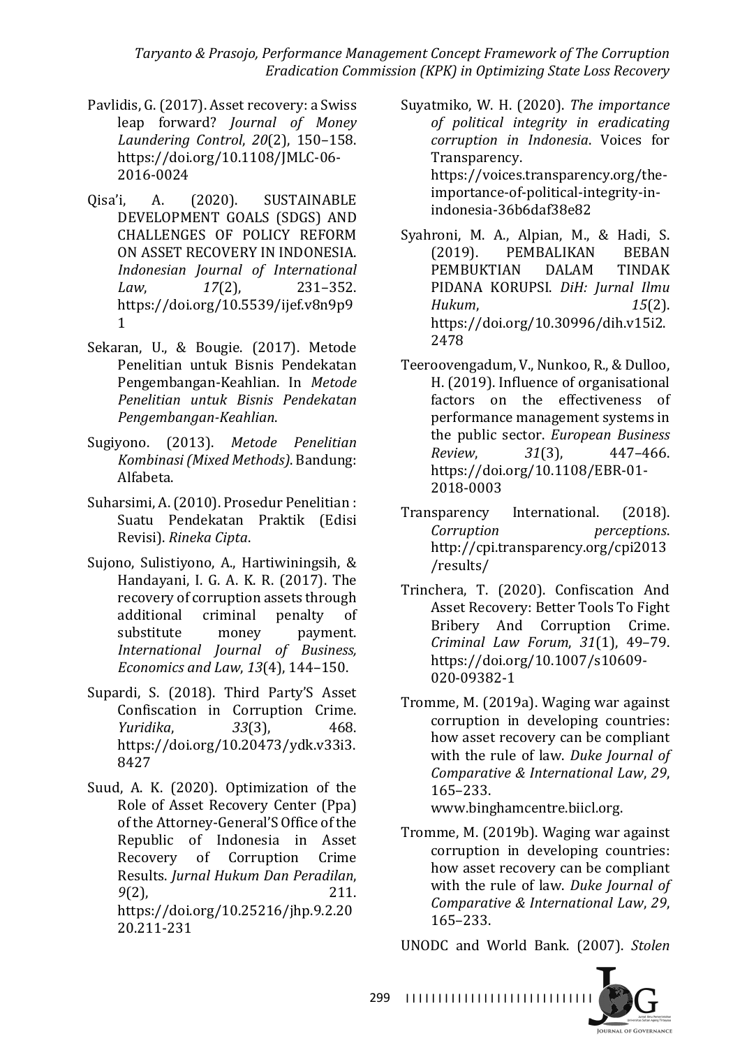Pavlidis, G. (2017). Asset recovery: a Swiss leap forward? *Journal of Money Laundering Control*, *20*(2), 150–158. https://doi.org/10.1108/JMLC-06-2016-0024

Qisa'i, A. (2020). SUSTAINABLE DEVELOPMENT GOALS (SDGS) AND CHALLENGES OF POLICY REFORM ON ASSET RECOVERY IN INDONESIA. *Indonesian Journal of International Law*, *17*(2), 231–352. https://doi.org/10.5539/ijef.v8n9p91

Sekaran, U., & Bougie. (2017). Metode Penelitian untuk Bisnis Pendekatan Pengembangan-Keahlian. In *Metode Penelitian untuk Bisnis Pendekatan Pengembangan-Keahlian*.

Sugiyono. (2013). *Metode Penelitian Kombinasi (Mixed Methods)*. Bandung: Alfabeta.

Suharsimi, A. (2010). Prosedur Penelitian : Suatu Pendekatan Praktik (Edisi Revisi). *Rineka Cipta*.

Sujono, Sulistiyono, A., Hartiwiningsih, & Handayani, I. G. A. K. R. (2017). The recovery of corruption assets through additional criminal penalty of substitute money payment. *International Journal of Business, Economics and Law*, *13*(4), 144–150.

Supardi, S. (2018). Third Party'S Asset Confiscation in Corruption Crime. *Yuridika*, *33*(3), 468. https://doi.org/10.20473/ydk.v33i3.8427

Suud, A. K. (2020). Optimization of the Role of Asset Recovery Center (Ppa) of the Attorney-General'S Office of the Republic of Indonesia in Asset Recovery of Corruption Crime Results. *Jurnal Hukum Dan Peradilan*, *9*(2), 211. https://doi.org/10.25216/jhp.9.2.2020.211-231

Suyatmiko, W. H. (2020). *The importance of political integrity in eradicating corruption in Indonesia*. Voices for Transparency. https://voices.transparency.org/the-importance-of-political-integrity-in-indonesia-36b6daf38e82

Syahroni, M. A., Alpian, M., & Hadi, S. (2019). PEMBALIKAN BEBAN PEMBUKTIAN DALAM TINDAK PIDANA KORUPSI. *DiH: Jurnal Ilmu Hukum*, *15*(2). https://doi.org/10.30996/dih.v15i2.2478

Teeroovengadum, V., Nunkoo, R., & Dulloo, H. (2019). Influence of organisational factors on the effectiveness of performance management systems in the public sector. *European Business Review*, *31*(3), 447–466. https://doi.org/10.1108/EBR-01-2018-0003

Transparency International. (2018). *Corruption perceptions*. http://cpi.transparency.org/cpi2013/results/

Trinchera, T. (2020). Confiscation And Asset Recovery: Better Tools To Fight Bribery And Corruption Crime. *Criminal Law Forum*, *31*(1), 49–79. https://doi.org/10.1007/s10609-020-09382-1

Tromme, M. (2019a). Waging war against corruption in developing countries: how asset recovery can be compliant with the rule of law. *Duke Journal of Comparative & International Law*, *29*, 165–233. www.binghamcentre.biicl.org.

Tromme, M. (2019b). Waging war against corruption in developing countries: how asset recovery can be compliant with the rule of law. *Duke Journal of Comparative & International Law*, *29*, 165–233.

UNODC and World Bank. (2007). *Stolen*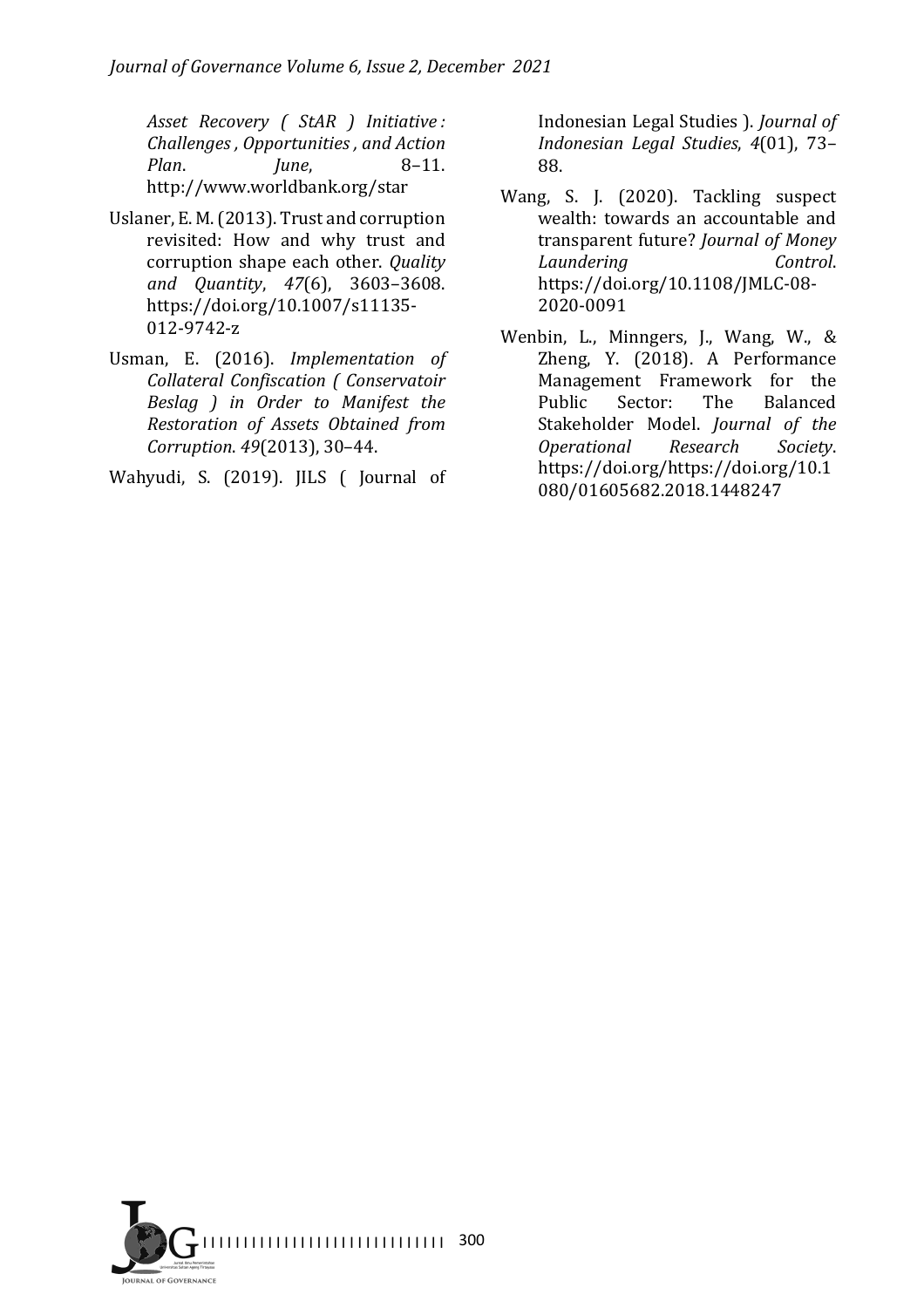*Asset Recovery ( StAR ) Initiative : Challenges , Opportunities , and Action Plan*. *June*, 8–11. http://www.worldbank.org/star

Uslaner, E. M. (2013). Trust and corruption revisited: How and why trust and corruption shape each other. *Quality and Quantity*, *47*(6), 3603–3608. https://doi.org/10.1007/s11135-012-9742-z

Usman, E. (2016). *Implementation of Collateral Confiscation ( Conservatoir Beslag ) in Order to Manifest the Restoration of Assets Obtained from Corruption*. *49*(2013), 30–44.

Wahyudi, S. (2019). JILS ( Journal of Indonesian Legal Studies ). *Journal of Indonesian Legal Studies*, *4*(01), 73–88.

Wang, S. J. (2020). Tackling suspect wealth: towards an accountable and transparent future? *Journal of Money Laundering Control*. https://doi.org/10.1108/JMLC-08-2020-0091

Wenbin, L., Minngers, J., Wang, W., & Zheng, Y. (2018). A Performance Management Framework for the Public Sector: The Balanced Stakeholder Model. *Journal of the Operational Research Society*. https://doi.org/https://doi.org/10.1080/01605682.2018.1448247